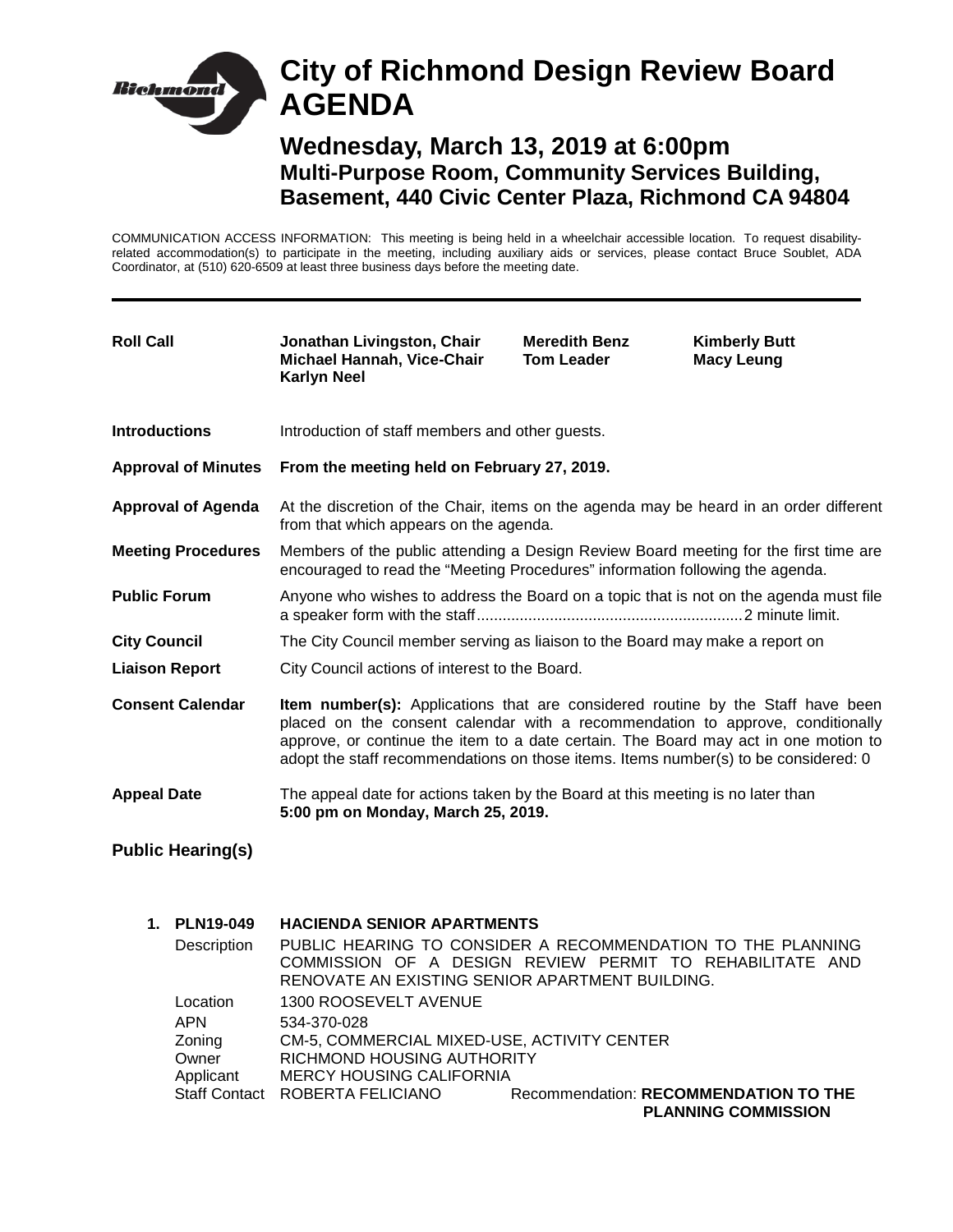# City of Richmond Design Review Board AGENDA

## Wednesday, March 13, 2019 at 6:00pm

### Multi-Purpose Room, Community Services Building, Basement, 440 Civic Center Plaza, Richmond CA 94804

COMMUNICATION ACCESS INFORMATION: This meeting is being held in a wheelchair accessible location. To request disability-related accommodation(s) to participate in the meeting, including auxiliary aids or services, please contact Bruce Soublet, ADA Coordinator, at (510) 620-6509 at least three business days before the meeting date.

---

**Roll Call** — **Jonathan Livingston, Chair**, **Michael Hannah, Vice-Chair**, **Karlyn Neel**, **Meredith Benz**, **Tom Leader**, **Kimberly Butt**, **Macy Leung**

**Introductions** — Introduction of staff members and other guests.

**Approval of Minutes** — **From the meeting held on February 27, 2019.**

**Approval of Agenda** — At the discretion of the Chair, items on the agenda may be heard in an order different from that which appears on the agenda.

**Meeting Procedures** — Members of the public attending a Design Review Board meeting for the first time are encouraged to read the "Meeting Procedures" information following the agenda.

**Public Forum** — Anyone who wishes to address the Board on a topic that is not on the agenda must file a speaker form with the staff............................................................2 minute limit.

**City Council Liaison Report** — The City Council member serving as liaison to the Board may make a report on City Council actions of interest to the Board.

**Consent Calendar** — **Item number(s):** Applications that are considered routine by the Staff have been placed on the consent calendar with a recommendation to approve, conditionally approve, or continue the item to a date certain. The Board may act in one motion to adopt the staff recommendations on those items. Items number(s) to be considered: 0

**Appeal Date** — The appeal date for actions taken by the Board at this meeting is no later than **5:00 pm on Monday, March 25, 2019.**

**Public Hearing(s)**

1. **PLN19-049 HACIENDA SENIOR APARTMENTS**

   Description: PUBLIC HEARING TO CONSIDER A RECOMMENDATION TO THE PLANNING COMMISSION OF A DESIGN REVIEW PERMIT TO REHABILITATE AND RENOVATE AN EXISTING SENIOR APARTMENT BUILDING.

   Location: 1300 ROOSEVELT AVENUE
   APN: 534-370-028
   Zoning: CM-5, COMMERCIAL MIXED-USE, ACTIVITY CENTER
   Owner: RICHMOND HOUSING AUTHORITY
   Applicant: MERCY HOUSING CALIFORNIA
   Staff Contact: ROBERTA FELICIANO — Recommendation: **RECOMMENDATION TO THE PLANNING COMMISSION**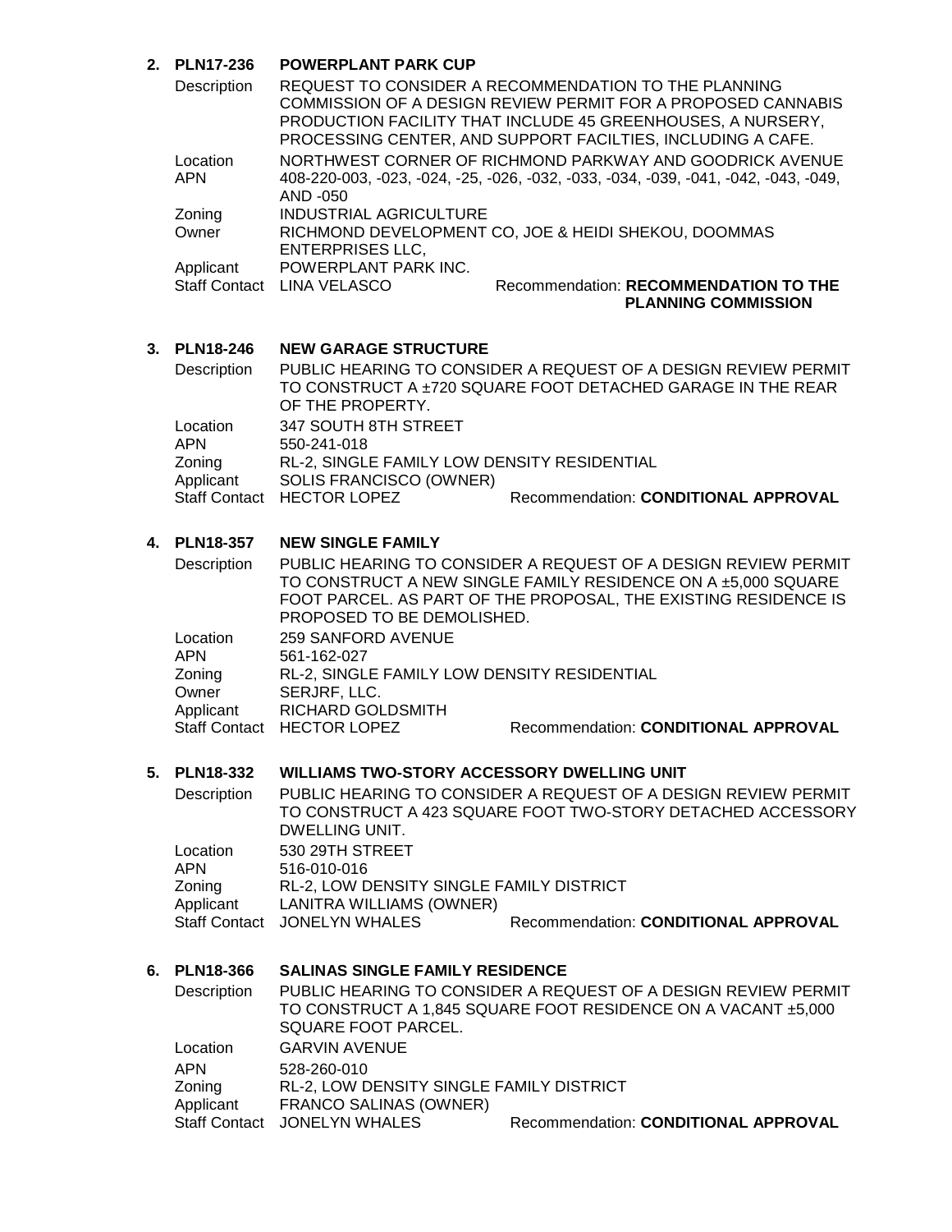**2. PLN17-236 POWERPLANT PARK CUP**

Description: REQUEST TO CONSIDER A RECOMMENDATION TO THE PLANNING COMMISSION OF A DESIGN REVIEW PERMIT FOR A PROPOSED CANNABIS PRODUCTION FACILITY THAT INCLUDE 45 GREENHOUSES, A NURSERY, PROCESSING CENTER, AND SUPPORT FACILTIES, INCLUDING A CAFE.

Location: NORTHWEST CORNER OF RICHMOND PARKWAY AND GOODRICK AVENUE

APN: 408-220-003, -023, -024, -25, -026, -032, -033, -034, -039, -041, -042, -043, -049, AND -050

Zoning: INDUSTRIAL AGRICULTURE

Owner: RICHMOND DEVELOPMENT CO, JOE & HEIDI SHEKOU, DOOMMAS ENTERPRISES LLC,

Applicant: POWERPLANT PARK INC.

Staff Contact: LINA VELASCO — Recommendation: **RECOMMENDATION TO THE PLANNING COMMISSION**

**3. PLN18-246 NEW GARAGE STRUCTURE**

Description: PUBLIC HEARING TO CONSIDER A REQUEST OF A DESIGN REVIEW PERMIT TO CONSTRUCT A ±720 SQUARE FOOT DETACHED GARAGE IN THE REAR OF THE PROPERTY.

Location: 347 SOUTH 8TH STREET

APN: 550-241-018

Zoning: RL-2, SINGLE FAMILY LOW DENSITY RESIDENTIAL

Applicant: SOLIS FRANCISCO (OWNER)

Staff Contact: HECTOR LOPEZ — Recommendation: **CONDITIONAL APPROVAL**

**4. PLN18-357 NEW SINGLE FAMILY**

Description: PUBLIC HEARING TO CONSIDER A REQUEST OF A DESIGN REVIEW PERMIT TO CONSTRUCT A NEW SINGLE FAMILY RESIDENCE ON A ±5,000 SQUARE FOOT PARCEL. AS PART OF THE PROPOSAL, THE EXISTING RESIDENCE IS PROPOSED TO BE DEMOLISHED.

Location: 259 SANFORD AVENUE

APN: 561-162-027

Zoning: RL-2, SINGLE FAMILY LOW DENSITY RESIDENTIAL

Owner: SERJRF, LLC.

Applicant: RICHARD GOLDSMITH

Staff Contact: HECTOR LOPEZ — Recommendation: **CONDITIONAL APPROVAL**

**5. PLN18-332 WILLIAMS TWO-STORY ACCESSORY DWELLING UNIT**

Description: PUBLIC HEARING TO CONSIDER A REQUEST OF A DESIGN REVIEW PERMIT TO CONSTRUCT A 423 SQUARE FOOT TWO-STORY DETACHED ACCESSORY DWELLING UNIT.

Location: 530 29TH STREET

APN: 516-010-016

Zoning: RL-2, LOW DENSITY SINGLE FAMILY DISTRICT

Applicant: LANITRA WILLIAMS (OWNER)

Staff Contact: JONELYN WHALES — Recommendation: **CONDITIONAL APPROVAL**

**6. PLN18-366 SALINAS SINGLE FAMILY RESIDENCE**

Description: PUBLIC HEARING TO CONSIDER A REQUEST OF A DESIGN REVIEW PERMIT TO CONSTRUCT A 1,845 SQUARE FOOT RESIDENCE ON A VACANT ±5,000 SQUARE FOOT PARCEL.

Location: GARVIN AVENUE

APN: 528-260-010

Zoning: RL-2, LOW DENSITY SINGLE FAMILY DISTRICT

Applicant: FRANCO SALINAS (OWNER)

Staff Contact: JONELYN WHALES — Recommendation: **CONDITIONAL APPROVAL**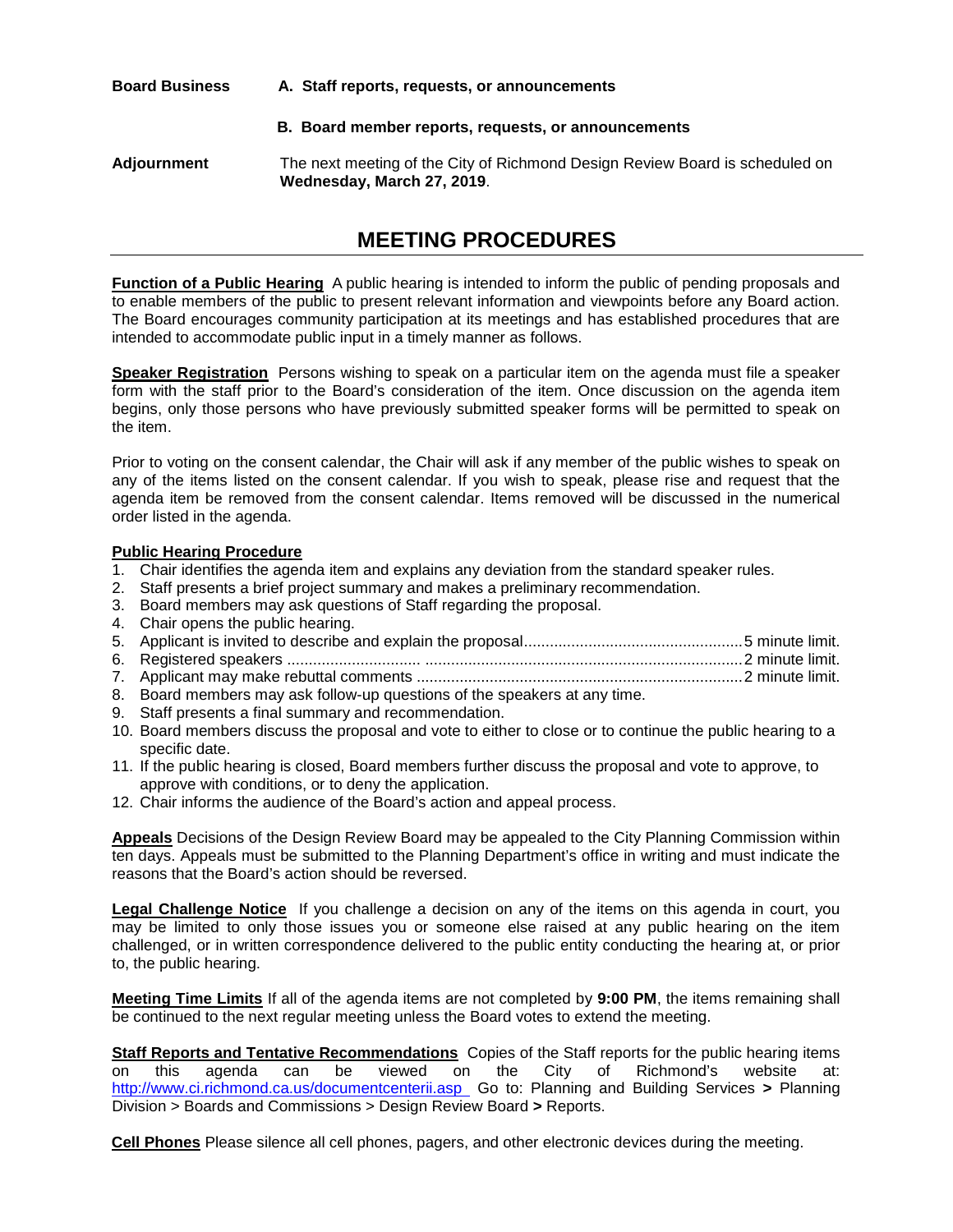**Board Business** **A. Staff reports, requests, or announcements**

**B. Board member reports, requests, or announcements**

**Adjournment** The next meeting of the City of Richmond Design Review Board is scheduled on **Wednesday, March 27, 2019**.

## MEETING PROCEDURES

**Function of a Public Hearing** A public hearing is intended to inform the public of pending proposals and to enable members of the public to present relevant information and viewpoints before any Board action. The Board encourages community participation at its meetings and has established procedures that are intended to accommodate public input in a timely manner as follows.

**Speaker Registration** Persons wishing to speak on a particular item on the agenda must file a speaker form with the staff prior to the Board's consideration of the item. Once discussion on the agenda item begins, only those persons who have previously submitted speaker forms will be permitted to speak on the item.

Prior to voting on the consent calendar, the Chair will ask if any member of the public wishes to speak on any of the items listed on the consent calendar. If you wish to speak, please rise and request that the agenda item be removed from the consent calendar. Items removed will be discussed in the numerical order listed in the agenda.

**Public Hearing Procedure**

1. Chair identifies the agenda item and explains any deviation from the standard speaker rules.
2. Staff presents a brief project summary and makes a preliminary recommendation.
3. Board members may ask questions of Staff regarding the proposal.
4. Chair opens the public hearing.
5. Applicant is invited to describe and explain the proposal....................................................5 minute limit.
6. Registered speakers ............................... ..........................................................................2 minute limit.
7. Applicant may make rebuttal comments ............................................................................2 minute limit.
8. Board members may ask follow-up questions of the speakers at any time.
9. Staff presents a final summary and recommendation.
10. Board members discuss the proposal and vote to either close or to continue the public hearing to a specific date.
11. If the public hearing is closed, Board members further discuss the proposal and vote to approve, to approve with conditions, or to deny the application.
12. Chair informs the audience of the Board's action and appeal process.

**Appeals** Decisions of the Design Review Board may be appealed to the City Planning Commission within ten days. Appeals must be submitted to the Planning Department's office in writing and must indicate the reasons that the Board's action should be reversed.

**Legal Challenge Notice** If you challenge a decision on any of the items on this agenda in court, you may be limited to only those issues you or someone else raised at any public hearing on the item challenged, or in written correspondence delivered to the public entity conducting the hearing at, or prior to, the public hearing.

**Meeting Time Limits** If all of the agenda items are not completed by **9:00 PM**, the items remaining shall be continued to the next regular meeting unless the Board votes to extend the meeting.

**Staff Reports and Tentative Recommendations** Copies of the Staff reports for the public hearing items on this agenda can be viewed on the City of Richmond's website at: http://www.ci.richmond.ca.us/documentcenterii.asp Go to: Planning and Building Services **>** Planning Division > Boards and Commissions > Design Review Board **>** Reports.

**Cell Phones** Please silence all cell phones, pagers, and other electronic devices during the meeting.